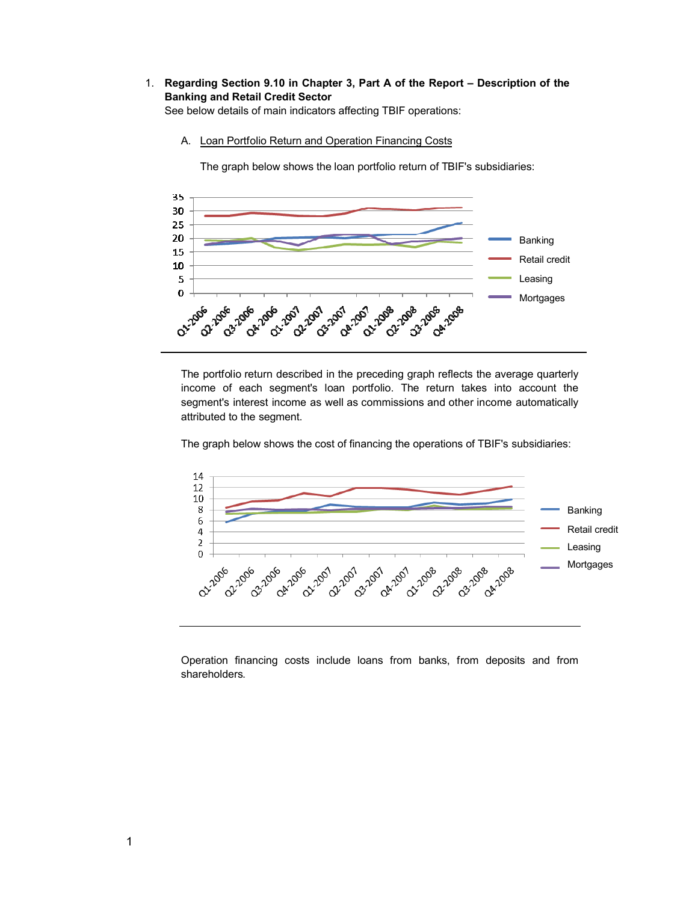1. **Regarding Section 9.10 in Chapter 3, Part A of the Report – Description of the Banking and Retail Credit Sector**

   See below details of main indicators affecting TBIF operations:

   A. Loan Portfolio Return and Operation Financing Costs

      The graph below shows the loan portfolio return of TBIF's subsidiaries:

      The portfolio return described in the preceding graph reflects the average quarterly income of each segment's loan portfolio. The return takes into account the segment's interest income as well as commissions and other income automatically attributed to the segment.

      The graph below shows the cost of financing the operations of TBIF's subsidiaries:

      Operation financing costs include loans from banks, from deposits and from shareholders.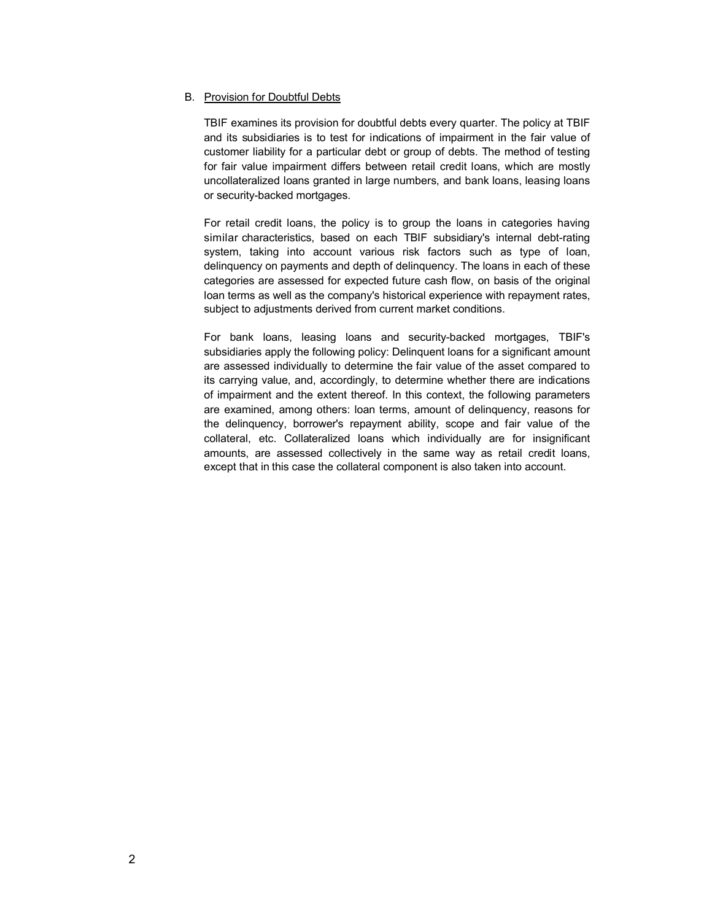B. Provision for Doubtful Debts

TBIF examines its provision for doubtful debts every quarter. The policy at TBIF and its subsidiaries is to test for indications of impairment in the fair value of customer liability for a particular debt or group of debts. The method of testing for fair value impairment differs between retail credit loans, which are mostly uncollateralized loans granted in large numbers, and bank loans, leasing loans or security-backed mortgages.

For retail credit loans, the policy is to group the loans in categories having similar characteristics, based on each TBIF subsidiary's internal debt-rating system, taking into account various risk factors such as type of loan, delinquency on payments and depth of delinquency. The loans in each of these categories are assessed for expected future cash flow, on basis of the original loan terms as well as the company's historical experience with repayment rates, subject to adjustments derived from current market conditions.

For bank loans, leasing loans and security-backed mortgages, TBIF's subsidiaries apply the following policy: Delinquent loans for a significant amount are assessed individually to determine the fair value of the asset compared to its carrying value, and, accordingly, to determine whether there are indications of impairment and the extent thereof. In this context, the following parameters are examined, among others: loan terms, amount of delinquency, reasons for the delinquency, borrower's repayment ability, scope and fair value of the collateral, etc. Collateralized loans which individually are for insignificant amounts, are assessed collectively in the same way as retail credit loans, except that in this case the collateral component is also taken into account.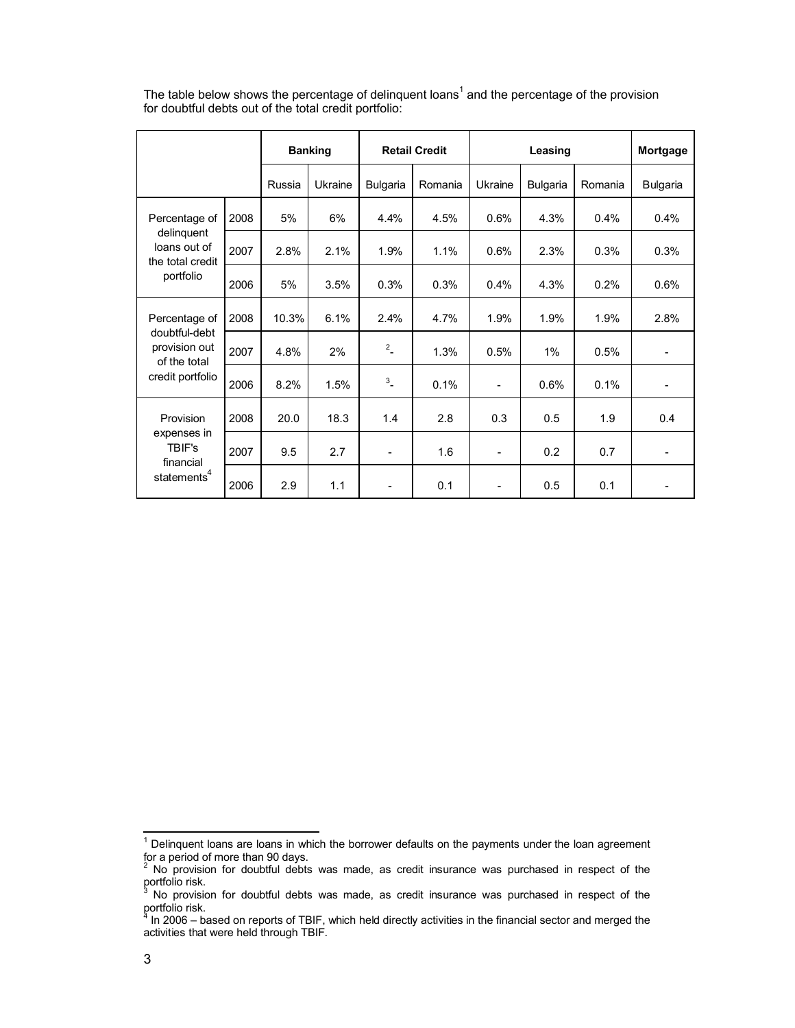The table below shows the percentage of delinquent loans[1] and the percentage of the provision for doubtful debts out of the total credit portfolio:

| | | Banking | | Retail Credit | | Leasing | | | Mortgage |
|---|---|---|---|---|---|---|---|---|---|
| | | Russia | Ukraine | Bulgaria | Romania | Ukraine | Bulgaria | Romania | Bulgaria |
| Percentage of delinquent loans out of the total credit portfolio | 2008 | 5% | 6% | 4.4% | 4.5% | 0.6% | 4.3% | 0.4% | 0.4% |
| | 2007 | 2.8% | 2.1% | 1.9% | 1.1% | 0.6% | 2.3% | 0.3% | 0.3% |
| | 2006 | 5% | 3.5% | 0.3% | 0.3% | 0.4% | 4.3% | 0.2% | 0.6% |
| Percentage of doubtful-debt provision out of the total credit portfolio | 2008 | 10.3% | 6.1% | 2.4% | 4.7% | 1.9% | 1.9% | 1.9% | 2.8% |
| | 2007 | 4.8% | 2% | [2]- | 1.3% | 0.5% | 1% | 0.5% | - |
| | 2006 | 8.2% | 1.5% | [3]- | 0.1% | - | 0.6% | 0.1% | - |
| Provision expenses in TBIF's financial statements[4] | 2008 | 20.0 | 18.3 | 1.4 | 2.8 | 0.3 | 0.5 | 1.9 | 0.4 |
| | 2007 | 9.5 | 2.7 | - | 1.6 | - | 0.2 | 0.7 | - |
| | 2006 | 2.9 | 1.1 | - | 0.1 | - | 0.5 | 0.1 | - |

[1] Delinquent loans are loans in which the borrower defaults on the payments under the loan agreement for a period of more than 90 days.

[2] No provision for doubtful debts was made, as credit insurance was purchased in respect of the portfolio risk.

[3] No provision for doubtful debts was made, as credit insurance was purchased in respect of the portfolio risk.

[4] In 2006 – based on reports of TBIF, which held directly activities in the financial sector and merged the activities that were held through TBIF.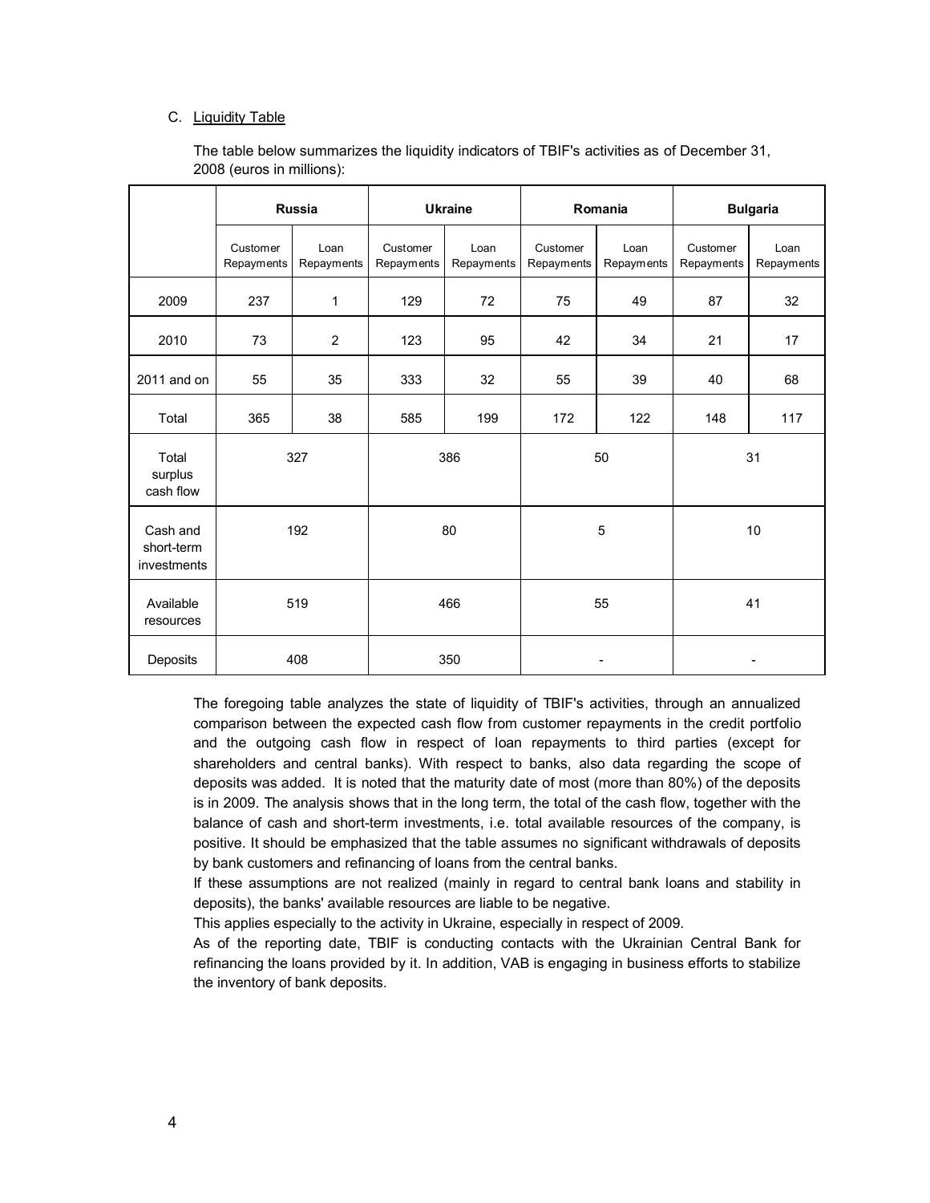C. Liquidity Table

The table below summarizes the liquidity indicators of TBIF's activities as of December 31, 2008 (euros in millions):

| | Russia | | Ukraine | | Romania | | Bulgaria | |
|---|---|---|---|---|---|---|---|---|
| | Customer Repayments | Loan Repayments | Customer Repayments | Loan Repayments | Customer Repayments | Loan Repayments | Customer Repayments | Loan Repayments |
| 2009 | 237 | 1 | 129 | 72 | 75 | 49 | 87 | 32 |
| 2010 | 73 | 2 | 123 | 95 | 42 | 34 | 21 | 17 |
| 2011 and on | 55 | 35 | 333 | 32 | 55 | 39 | 40 | 68 |
| Total | 365 | 38 | 585 | 199 | 172 | 122 | 148 | 117 |
| Total surplus cash flow | 327 | | 386 | | 50 | | 31 | |
| Cash and short-term investments | 192 | | 80 | | 5 | | 10 | |
| Available resources | 519 | | 466 | | 55 | | 41 | |
| Deposits | 408 | | 350 | | - | | - | |

The foregoing table analyzes the state of liquidity of TBIF's activities, through an annualized comparison between the expected cash flow from customer repayments in the credit portfolio and the outgoing cash flow in respect of loan repayments to third parties (except for shareholders and central banks). With respect to banks, also data regarding the scope of deposits was added. It is noted that the maturity date of most (more than 80%) of the deposits is in 2009. The analysis shows that in the long term, the total of the cash flow, together with the balance of cash and short-term investments, i.e. total available resources of the company, is positive. It should be emphasized that the table assumes no significant withdrawals of deposits by bank customers and refinancing of loans from the central banks.

If these assumptions are not realized (mainly in regard to central bank loans and stability in deposits), the banks' available resources are liable to be negative.

This applies especially to the activity in Ukraine, especially in respect of 2009.

As of the reporting date, TBIF is conducting contacts with the Ukrainian Central Bank for refinancing the loans provided by it. In addition, VAB is engaging in business efforts to stabilize the inventory of bank deposits.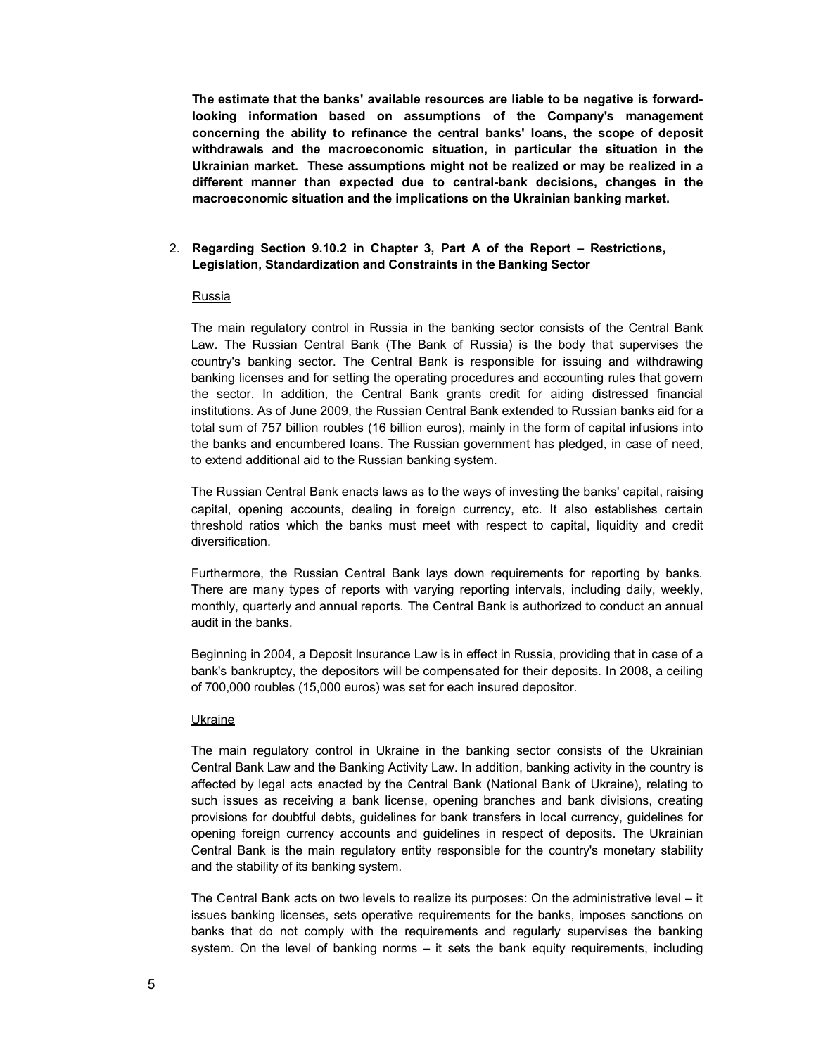**The estimate that the banks' available resources are liable to be negative is forward-looking information based on assumptions of the Company's management concerning the ability to refinance the central banks' loans, the scope of deposit withdrawals and the macroeconomic situation, in particular the situation in the Ukrainian market. These assumptions might not be realized or may be realized in a different manner than expected due to central-bank decisions, changes in the macroeconomic situation and the implications on the Ukrainian banking market.**

2. **Regarding Section 9.10.2 in Chapter 3, Part A of the Report – Restrictions, Legislation, Standardization and Constraints in the Banking Sector**

<u>Russia</u>

The main regulatory control in Russia in the banking sector consists of the Central Bank Law. The Russian Central Bank (The Bank of Russia) is the body that supervises the country's banking sector. The Central Bank is responsible for issuing and withdrawing banking licenses and for setting the operating procedures and accounting rules that govern the sector. In addition, the Central Bank grants credit for aiding distressed financial institutions. As of June 2009, the Russian Central Bank extended to Russian banks aid for a total sum of 757 billion roubles (16 billion euros), mainly in the form of capital infusions into the banks and encumbered loans. The Russian government has pledged, in case of need, to extend additional aid to the Russian banking system.

The Russian Central Bank enacts laws as to the ways of investing the banks' capital, raising capital, opening accounts, dealing in foreign currency, etc. It also establishes certain threshold ratios which the banks must meet with respect to capital, liquidity and credit diversification.

Furthermore, the Russian Central Bank lays down requirements for reporting by banks. There are many types of reports with varying reporting intervals, including daily, weekly, monthly, quarterly and annual reports. The Central Bank is authorized to conduct an annual audit in the banks.

Beginning in 2004, a Deposit Insurance Law is in effect in Russia, providing that in case of a bank's bankruptcy, the depositors will be compensated for their deposits. In 2008, a ceiling of 700,000 roubles (15,000 euros) was set for each insured depositor.

<u>Ukraine</u>

The main regulatory control in Ukraine in the banking sector consists of the Ukrainian Central Bank Law and the Banking Activity Law. In addition, banking activity in the country is affected by legal acts enacted by the Central Bank (National Bank of Ukraine), relating to such issues as receiving a bank license, opening branches and bank divisions, creating provisions for doubtful debts, guidelines for bank transfers in local currency, guidelines for opening foreign currency accounts and guidelines in respect of deposits. The Ukrainian Central Bank is the main regulatory entity responsible for the country's monetary stability and the stability of its banking system.

The Central Bank acts on two levels to realize its purposes: On the administrative level – it issues banking licenses, sets operative requirements for the banks, imposes sanctions on banks that do not comply with the requirements and regularly supervises the banking system. On the level of banking norms – it sets the bank equity requirements, including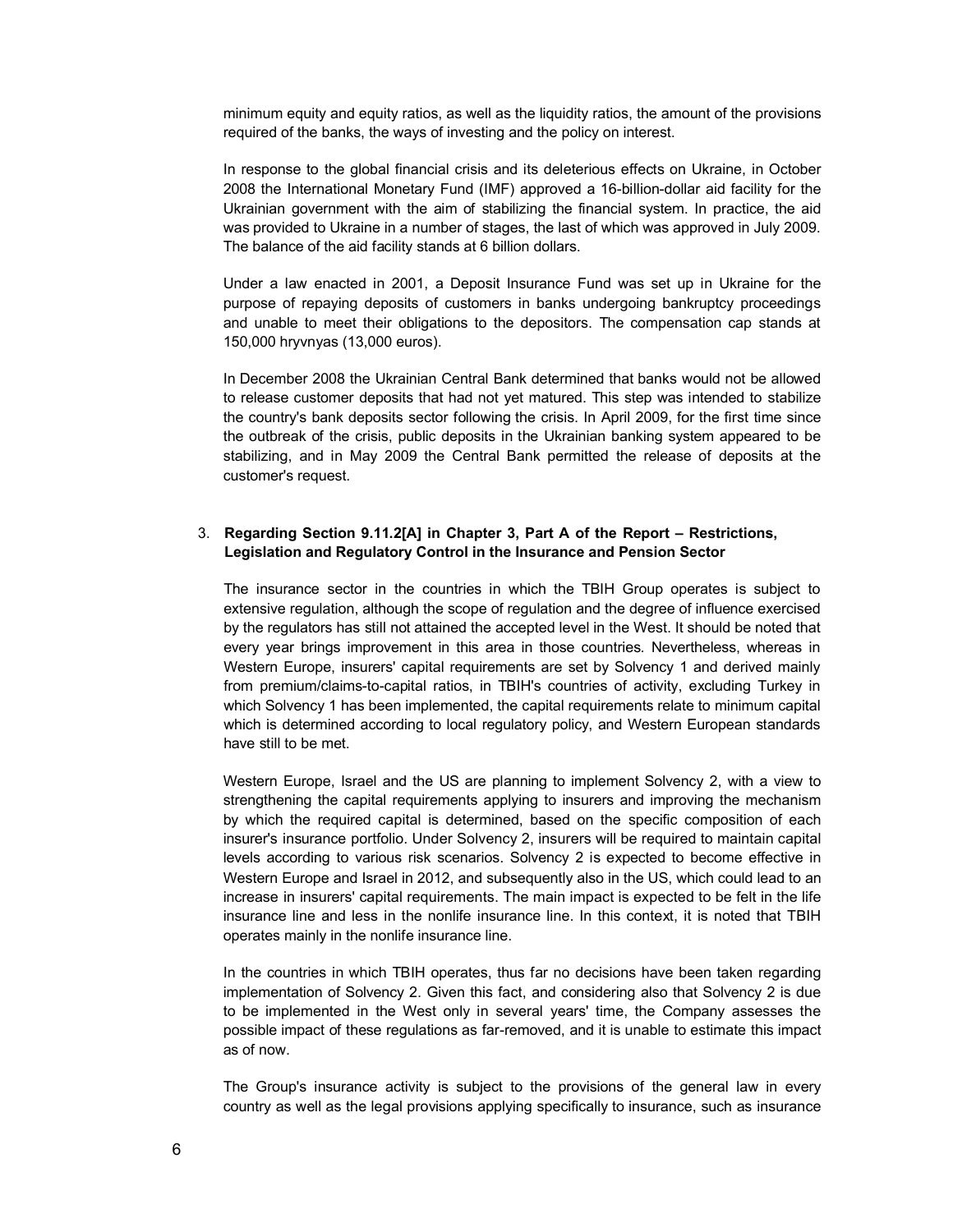minimum equity and equity ratios, as well as the liquidity ratios, the amount of the provisions required of the banks, the ways of investing and the policy on interest.

In response to the global financial crisis and its deleterious effects on Ukraine, in October 2008 the International Monetary Fund (IMF) approved a 16-billion-dollar aid facility for the Ukrainian government with the aim of stabilizing the financial system. In practice, the aid was provided to Ukraine in a number of stages, the last of which was approved in July 2009. The balance of the aid facility stands at 6 billion dollars.

Under a law enacted in 2001, a Deposit Insurance Fund was set up in Ukraine for the purpose of repaying deposits of customers in banks undergoing bankruptcy proceedings and unable to meet their obligations to the depositors. The compensation cap stands at 150,000 hryvnyas (13,000 euros).

In December 2008 the Ukrainian Central Bank determined that banks would not be allowed to release customer deposits that had not yet matured. This step was intended to stabilize the country's bank deposits sector following the crisis. In April 2009, for the first time since the outbreak of the crisis, public deposits in the Ukrainian banking system appeared to be stabilizing, and in May 2009 the Central Bank permitted the release of deposits at the customer's request.

3. **Regarding Section 9.11.2[A] in Chapter 3, Part A of the Report – Restrictions, Legislation and Regulatory Control in the Insurance and Pension Sector**

The insurance sector in the countries in which the TBIH Group operates is subject to extensive regulation, although the scope of regulation and the degree of influence exercised by the regulators has still not attained the accepted level in the West. It should be noted that every year brings improvement in this area in those countries. Nevertheless, whereas in Western Europe, insurers' capital requirements are set by Solvency 1 and derived mainly from premium/claims-to-capital ratios, in TBIH's countries of activity, excluding Turkey in which Solvency 1 has been implemented, the capital requirements relate to minimum capital which is determined according to local regulatory policy, and Western European standards have still to be met.

Western Europe, Israel and the US are planning to implement Solvency 2, with a view to strengthening the capital requirements applying to insurers and improving the mechanism by which the required capital is determined, based on the specific composition of each insurer's insurance portfolio. Under Solvency 2, insurers will be required to maintain capital levels according to various risk scenarios. Solvency 2 is expected to become effective in Western Europe and Israel in 2012, and subsequently also in the US, which could lead to an increase in insurers' capital requirements. The main impact is expected to be felt in the life insurance line and less in the nonlife insurance line. In this context, it is noted that TBIH operates mainly in the nonlife insurance line.

In the countries in which TBIH operates, thus far no decisions have been taken regarding implementation of Solvency 2. Given this fact, and considering also that Solvency 2 is due to be implemented in the West only in several years' time, the Company assesses the possible impact of these regulations as far-removed, and it is unable to estimate this impact as of now.

The Group's insurance activity is subject to the provisions of the general law in every country as well as the legal provisions applying specifically to insurance, such as insurance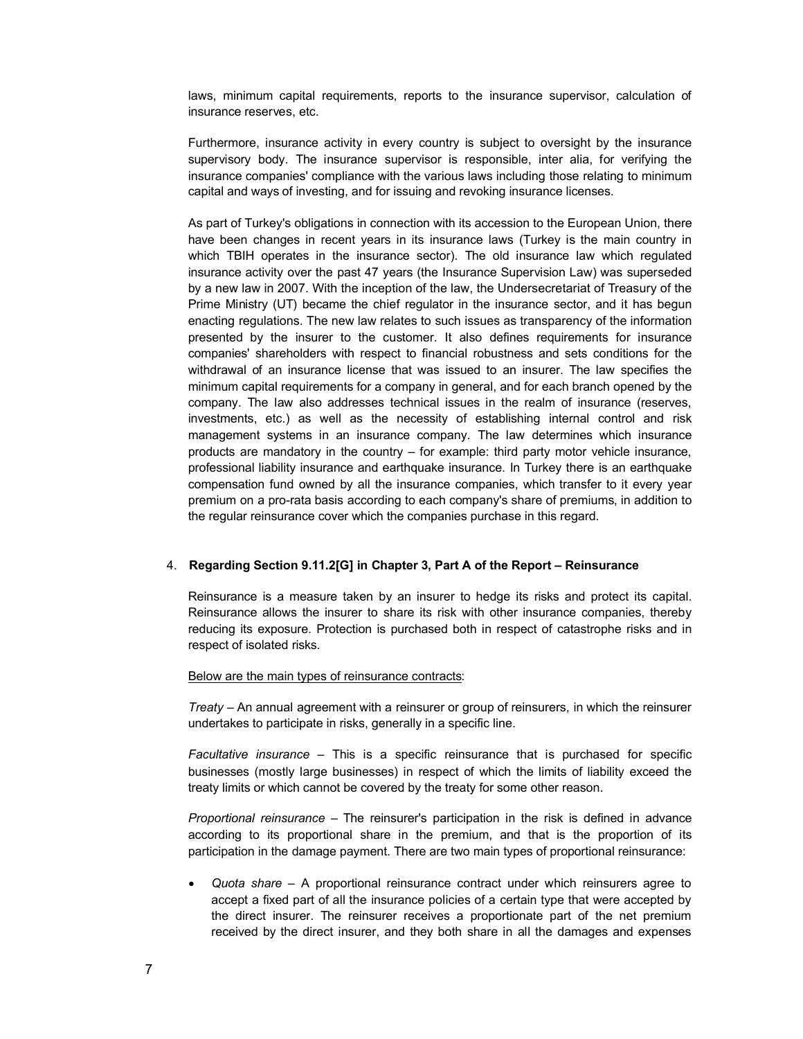laws, minimum capital requirements, reports to the insurance supervisor, calculation of insurance reserves, etc.

Furthermore, insurance activity in every country is subject to oversight by the insurance supervisory body. The insurance supervisor is responsible, inter alia, for verifying the insurance companies' compliance with the various laws including those relating to minimum capital and ways of investing, and for issuing and revoking insurance licenses.

As part of Turkey's obligations in connection with its accession to the European Union, there have been changes in recent years in its insurance laws (Turkey is the main country in which TBIH operates in the insurance sector). The old insurance law which regulated insurance activity over the past 47 years (the Insurance Supervision Law) was superseded by a new law in 2007. With the inception of the law, the Undersecretariat of Treasury of the Prime Ministry (UT) became the chief regulator in the insurance sector, and it has begun enacting regulations. The new law relates to such issues as transparency of the information presented by the insurer to the customer. It also defines requirements for insurance companies' shareholders with respect to financial robustness and sets conditions for the withdrawal of an insurance license that was issued to an insurer. The law specifies the minimum capital requirements for a company in general, and for each branch opened by the company. The law also addresses technical issues in the realm of insurance (reserves, investments, etc.) as well as the necessity of establishing internal control and risk management systems in an insurance company. The law determines which insurance products are mandatory in the country – for example: third party motor vehicle insurance, professional liability insurance and earthquake insurance. In Turkey there is an earthquake compensation fund owned by all the insurance companies, which transfer to it every year premium on a pro-rata basis according to each company's share of premiums, in addition to the regular reinsurance cover which the companies purchase in this regard.

4. **Regarding Section 9.11.2[G] in Chapter 3, Part A of the Report – Reinsurance**

Reinsurance is a measure taken by an insurer to hedge its risks and protect its capital. Reinsurance allows the insurer to share its risk with other insurance companies, thereby reducing its exposure. Protection is purchased both in respect of catastrophe risks and in respect of isolated risks.

<u>Below are the main types of reinsurance contracts</u>:

*Treaty* – An annual agreement with a reinsurer or group of reinsurers, in which the reinsurer undertakes to participate in risks, generally in a specific line.

*Facultative insurance* – This is a specific reinsurance that is purchased for specific businesses (mostly large businesses) in respect of which the limits of liability exceed the treaty limits or which cannot be covered by the treaty for some other reason.

*Proportional reinsurance* – The reinsurer's participation in the risk is defined in advance according to its proportional share in the premium, and that is the proportion of its participation in the damage payment. There are two main types of proportional reinsurance:

- *Quota share* – A proportional reinsurance contract under which reinsurers agree to accept a fixed part of all the insurance policies of a certain type that were accepted by the direct insurer. The reinsurer receives a proportionate part of the net premium received by the direct insurer, and they both share in all the damages and expenses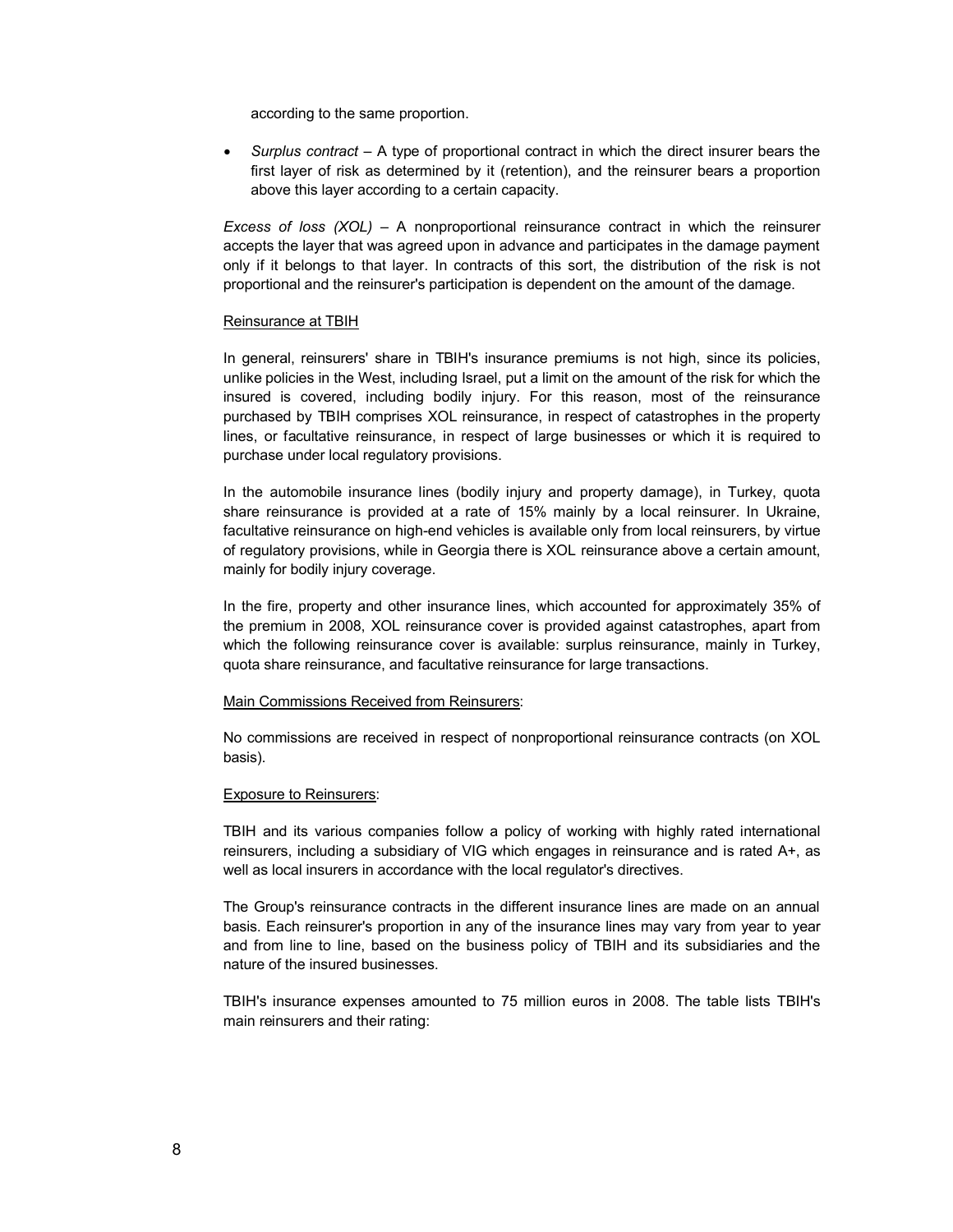according to the same proportion.

- *Surplus contract* – A type of proportional contract in which the direct insurer bears the first layer of risk as determined by it (retention), and the reinsurer bears a proportion above this layer according to a certain capacity.

*Excess of loss (XOL)* – A nonproportional reinsurance contract in which the reinsurer accepts the layer that was agreed upon in advance and participates in the damage payment only if it belongs to that layer. In contracts of this sort, the distribution of the risk is not proportional and the reinsurer's participation is dependent on the amount of the damage.

<u>Reinsurance at TBIH</u>

In general, reinsurers' share in TBIH's insurance premiums is not high, since its policies, unlike policies in the West, including Israel, put a limit on the amount of the risk for which the insured is covered, including bodily injury. For this reason, most of the reinsurance purchased by TBIH comprises XOL reinsurance, in respect of catastrophes in the property lines, or facultative reinsurance, in respect of large businesses or which it is required to purchase under local regulatory provisions.

In the automobile insurance lines (bodily injury and property damage), in Turkey, quota share reinsurance is provided at a rate of 15% mainly by a local reinsurer. In Ukraine, facultative reinsurance on high-end vehicles is available only from local reinsurers, by virtue of regulatory provisions, while in Georgia there is XOL reinsurance above a certain amount, mainly for bodily injury coverage.

In the fire, property and other insurance lines, which accounted for approximately 35% of the premium in 2008, XOL reinsurance cover is provided against catastrophes, apart from which the following reinsurance cover is available: surplus reinsurance, mainly in Turkey, quota share reinsurance, and facultative reinsurance for large transactions.

<u>Main Commissions Received from Reinsurers</u>:

No commissions are received in respect of nonproportional reinsurance contracts (on XOL basis).

<u>Exposure to Reinsurers</u>:

TBIH and its various companies follow a policy of working with highly rated international reinsurers, including a subsidiary of VIG which engages in reinsurance and is rated A+, as well as local insurers in accordance with the local regulator's directives.

The Group's reinsurance contracts in the different insurance lines are made on an annual basis. Each reinsurer's proportion in any of the insurance lines may vary from year to year and from line to line, based on the business policy of TBIH and its subsidiaries and the nature of the insured businesses.

TBIH's insurance expenses amounted to 75 million euros in 2008. The table lists TBIH's main reinsurers and their rating: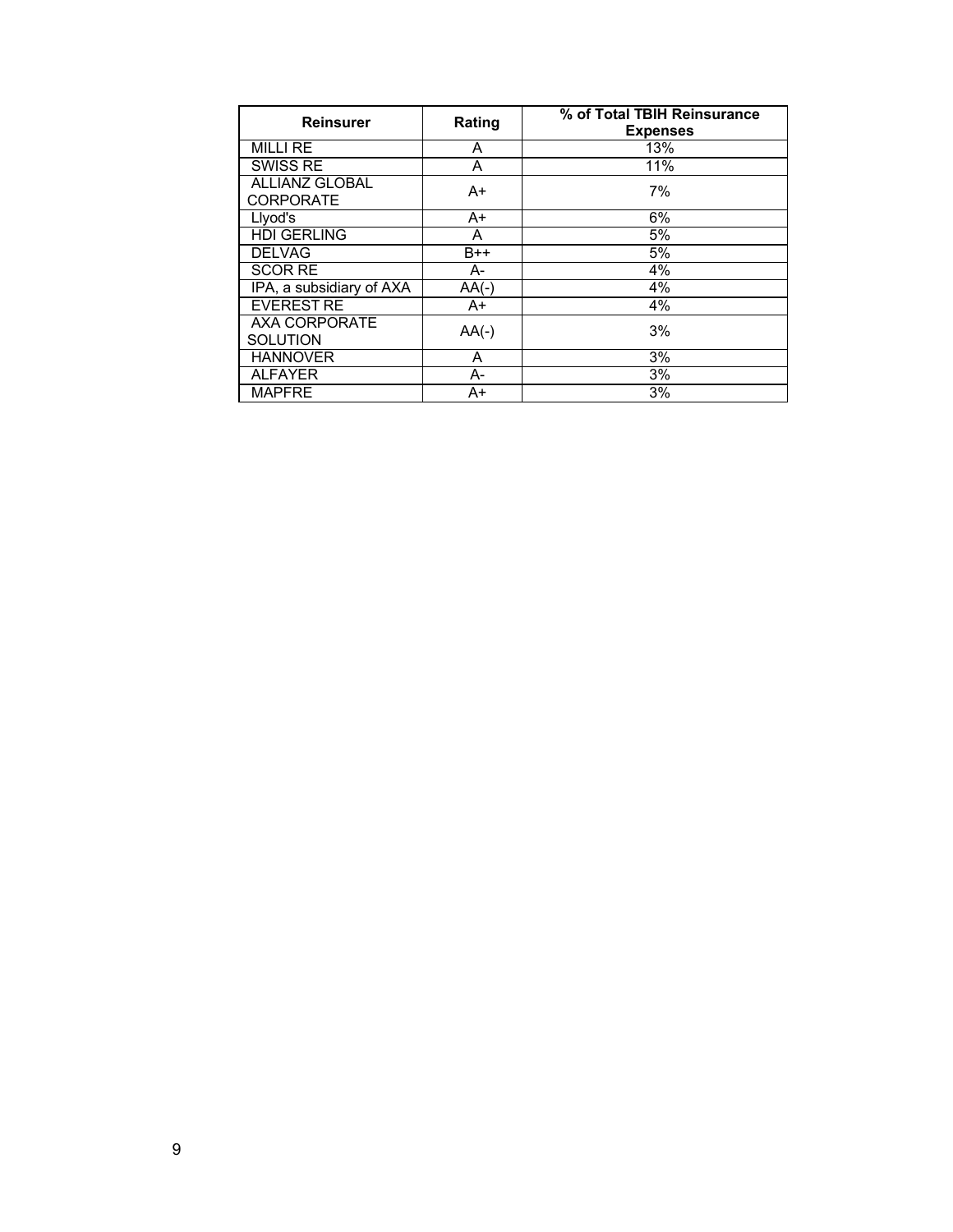| Reinsurer | Rating | % of Total TBIH Reinsurance Expenses |
| --- | --- | --- |
| MILLI RE | A | 13% |
| SWISS RE | A | 11% |
| ALLIANZ GLOBAL CORPORATE | A+ | 7% |
| Llyod's | A+ | 6% |
| HDI GERLING | A | 5% |
| DELVAG | B++ | 5% |
| SCOR RE | A- | 4% |
| IPA, a subsidiary of AXA | AA(-) | 4% |
| EVEREST RE | A+ | 4% |
| AXA CORPORATE SOLUTION | AA(-) | 3% |
| HANNOVER | A | 3% |
| ALFAYER | A- | 3% |
| MAPFRE | A+ | 3% |